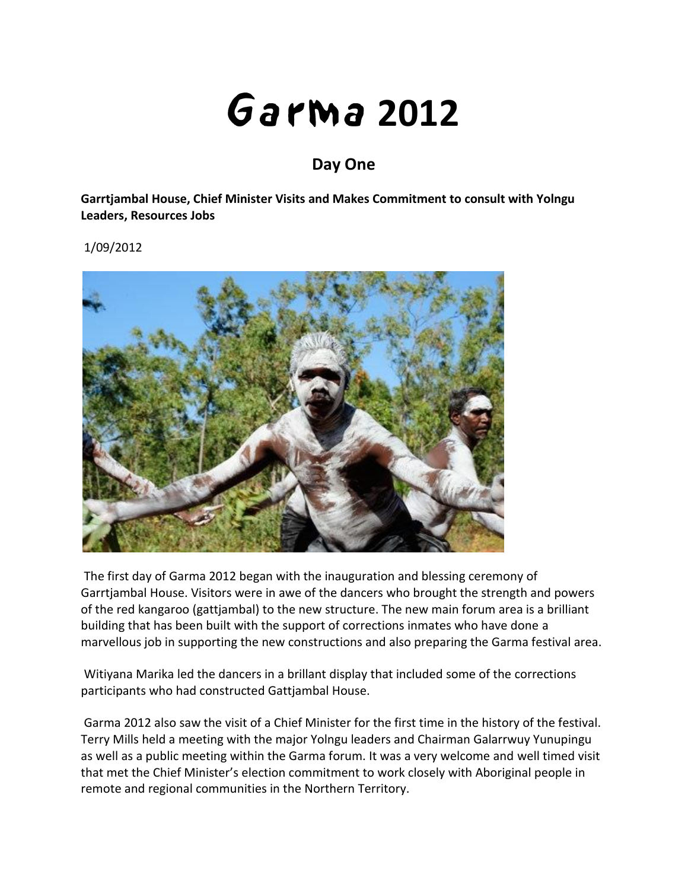# Garma 2012

## Day One

**Garrtjambal House, Chief Minister Visits and Makes Commitment to consult with Yolngu Leaders, Resources Jobs**

1/09/2012

The first day of Garma 2012 began with the inauguration and blessing ceremony of Garrtjambal House. Visitors were in awe of the dancers who brought the strength and powers of the red kangaroo (gattjambal) to the new structure. The new main forum area is a brilliant building that has been built with the support of corrections inmates who have done a marvellous job in supporting the new constructions and also preparing the Garma festival area.

Witiyana Marika led the dancers in a brillant display that included some of the corrections participants who had constructed Gattjambal House.

Garma 2012 also saw the visit of a Chief Minister for the first time in the history of the festival. Terry Mills held a meeting with the major Yolngu leaders and Chairman Galarrwuy Yunupingu as well as a public meeting within the Garma forum. It was a very welcome and well timed visit that met the Chief Minister's election commitment to work closely with Aboriginal people in remote and regional communities in the Northern Territory.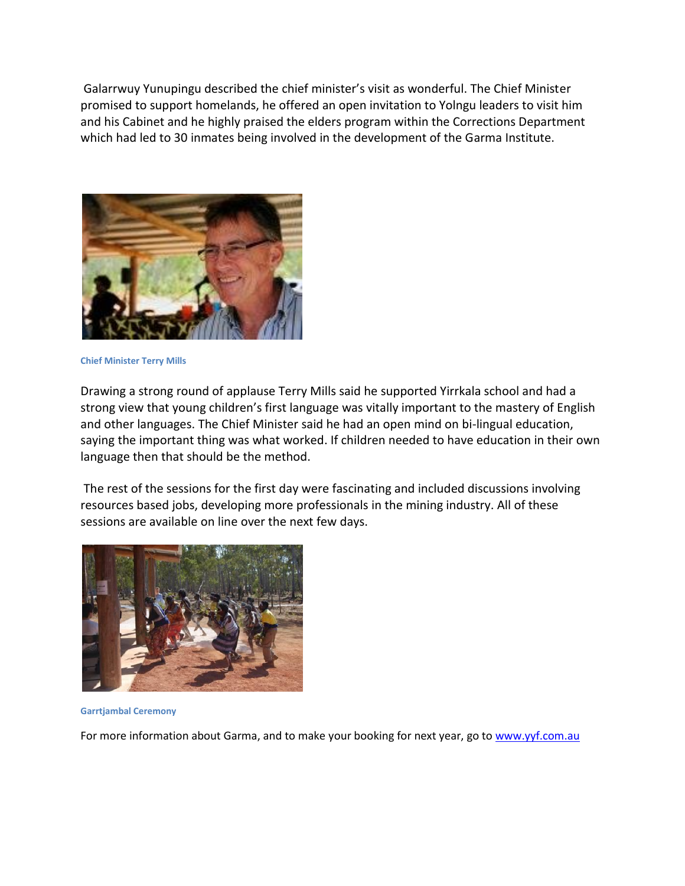Galarrwuy Yunupingu described the chief minister's visit as wonderful. The Chief Minister promised to support homelands, he offered an open invitation to Yolngu leaders to visit him and his Cabinet and he highly praised the elders program within the Corrections Department which had led to 30 inmates being involved in the development of the Garma Institute.

**Chief Minister Terry Mills**

Drawing a strong round of applause Terry Mills said he supported Yirrkala school and had a strong view that young children's first language was vitally important to the mastery of English and other languages. The Chief Minister said he had an open mind on bi-lingual education, saying the important thing was what worked. If children needed to have education in their own language then that should be the method.

The rest of the sessions for the first day were fascinating and included discussions involving resources based jobs, developing more professionals in the mining industry. All of these sessions are available on line over the next few days.

**Garrtjambal Ceremony**

For more information about Garma, and to make your booking for next year, go to [www.yyf.com.au](http://www.yyf.com.au)